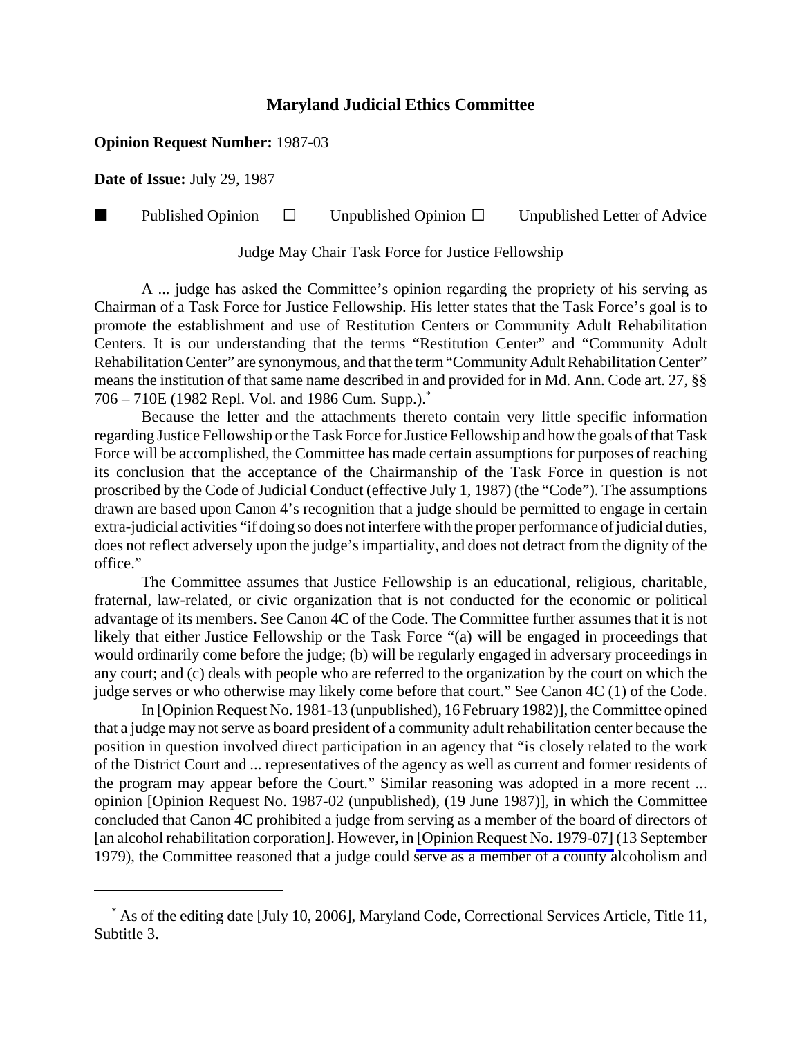# Maryland Judicial Ethics Committee

**Opinion Request Number:** 1987-03

**Date of Issue:** July 29, 1987

■ Published Opinion ☐ Unpublished Opinion ☐ Unpublished Letter of Advice

Judge May Chair Task Force for Justice Fellowship

A ... judge has asked the Committee's opinion regarding the propriety of his serving as Chairman of a Task Force for Justice Fellowship. His letter states that the Task Force's goal is to promote the establishment and use of Restitution Centers or Community Adult Rehabilitation Centers. It is our understanding that the terms "Restitution Center" and "Community Adult Rehabilitation Center" are synonymous, and that the term "Community Adult Rehabilitation Center" means the institution of that same name described in and provided for in Md. Ann. Code art. 27, §§ 706 – 710E (1982 Repl. Vol. and 1986 Cum. Supp.).*

Because the letter and the attachments thereto contain very little specific information regarding Justice Fellowship or the Task Force for Justice Fellowship and how the goals of that Task Force will be accomplished, the Committee has made certain assumptions for purposes of reaching its conclusion that the acceptance of the Chairmanship of the Task Force in question is not proscribed by the Code of Judicial Conduct (effective July 1, 1987) (the "Code"). The assumptions drawn are based upon Canon 4's recognition that a judge should be permitted to engage in certain extra-judicial activities "if doing so does not interfere with the proper performance of judicial duties, does not reflect adversely upon the judge's impartiality, and does not detract from the dignity of the office."

The Committee assumes that Justice Fellowship is an educational, religious, charitable, fraternal, law-related, or civic organization that is not conducted for the economic or political advantage of its members. See Canon 4C of the Code. The Committee further assumes that it is not likely that either Justice Fellowship or the Task Force "(a) will be engaged in proceedings that would ordinarily come before the judge; (b) will be regularly engaged in adversary proceedings in any court; and (c) deals with people who are referred to the organization by the court on which the judge serves or who otherwise may likely come before that court." See Canon 4C (1) of the Code.

In [Opinion Request No. 1981-13 (unpublished), 16 February 1982)], the Committee opined that a judge may not serve as board president of a community adult rehabilitation center because the position in question involved direct participation in an agency that "is closely related to the work of the District Court and ... representatives of the agency as well as current and former residents of the program may appear before the Court." Similar reasoning was adopted in a more recent ... opinion [Opinion Request No. 1987-02 (unpublished), (19 June 1987)], in which the Committee concluded that Canon 4C prohibited a judge from serving as a member of the board of directors of [an alcohol rehabilitation corporation]. However, in [Opinion Request No. 1979-07] (13 September 1979), the Committee reasoned that a judge could serve as a member of a county alcoholism and

---

* As of the editing date [July 10, 2006], Maryland Code, Correctional Services Article, Title 11, Subtitle 3.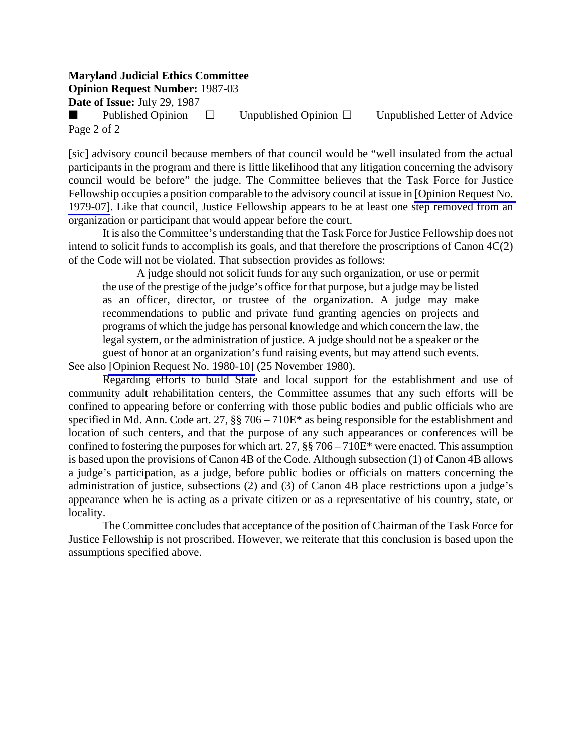[sic] advisory council because members of that council would be "well insulated from the actual participants in the program and there is little likelihood that any litigation concerning the advisory council would be before" the judge. The Committee believes that the Task Force for Justice Fellowship occupies a position comparable to the advisory council at issue in [Opinion Request No. 1979-07]. Like that council, Justice Fellowship appears to be at least one step removed from an organization or participant that would appear before the court.

It is also the Committee's understanding that the Task Force for Justice Fellowship does not intend to solicit funds to accomplish its goals, and that therefore the proscriptions of Canon 4C(2) of the Code will not be violated. That subsection provides as follows:

> A judge should not solicit funds for any such organization, or use or permit the use of the prestige of the judge's office for that purpose, but a judge may be listed as an officer, director, or trustee of the organization. A judge may make recommendations to public and private fund granting agencies on projects and programs of which the judge has personal knowledge and which concern the law, the legal system, or the administration of justice. A judge should not be a speaker or the guest of honor at an organization's fund raising events, but may attend such events.

See also [Opinion Request No. 1980-10] (25 November 1980).

Regarding efforts to build State and local support for the establishment and use of community adult rehabilitation centers, the Committee assumes that any such efforts will be confined to appearing before or conferring with those public bodies and public officials who are specified in Md. Ann. Code art. 27, §§ 706 – 710E* as being responsible for the establishment and location of such centers, and that the purpose of any such appearances or conferences will be confined to fostering the purposes for which art. 27, §§ 706 – 710E* were enacted. This assumption is based upon the provisions of Canon 4B of the Code. Although subsection (1) of Canon 4B allows a judge's participation, as a judge, before public bodies or officials on matters concerning the administration of justice, subsections (2) and (3) of Canon 4B place restrictions upon a judge's appearance when he is acting as a private citizen or as a representative of his country, state, or locality.

The Committee concludes that acceptance of the position of Chairman of the Task Force for Justice Fellowship is not proscribed. However, we reiterate that this conclusion is based upon the assumptions specified above.